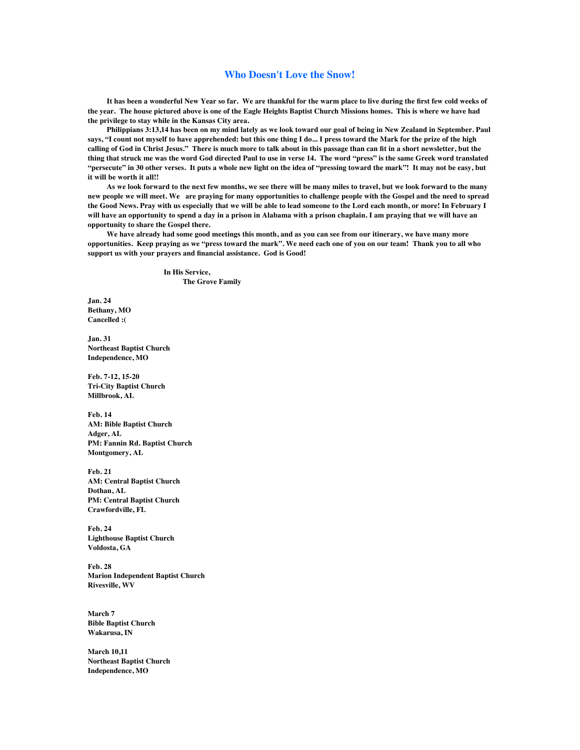## Who Doesn't Love the Snow!

**It has been a wonderful New Year so far. We are thankful for the warm place to live during the first few cold weeks of the year. The house pictured above is one of the Eagle Heights Baptist Church Missions homes. This is where we have had the privilege to stay while in the Kansas City area.**

**Philippians 3:13,14 has been on my mind lately as we look toward our goal of being in New Zealand in September. Paul says, "I count not myself to have apprehended: but this one thing I do... I press toward the Mark for the prize of the high calling of God in Christ Jesus." There is much more to talk about in this passage than can fit in a short newsletter, but the thing that struck me was the word God directed Paul to use in verse 14. The word "press" is the same Greek word translated "persecute" in 30 other verses. It puts a whole new light on the idea of "pressing toward the mark"! It may not be easy, but it will be worth it all!!**

**As we look forward to the next few months, we see there will be many miles to travel, but we look forward to the many new people we will meet. We are praying for many opportunities to challenge people with the Gospel and the need to spread the Good News. Pray with us especially that we will be able to lead someone to the Lord each month, or more! In February I will have an opportunity to spend a day in a prison in Alabama with a prison chaplain. I am praying that we will have an opportunity to share the Gospel there.**

**We have already had some good meetings this month, and as you can see from our itinerary, we have many more opportunities. Keep praying as we "press toward the mark". We need each one of you on our team! Thank you to all who support us with your prayers and financial assistance. God is Good!**

**In His Service,**
**The Grove Family**

**Jan. 24**
**Bethany, MO**
**Cancelled :(**

**Jan. 31**
**Northeast Baptist Church**
**Independence, MO**

**Feb. 7-12, 15-20**
**Tri-City Baptist Church**
**Millbrook, AL**

**Feb. 14**
**AM: Bible Baptist Church**
**Adger, AL**
**PM: Fannin Rd. Baptist Church**
**Montgomery, AL**

**Feb. 21**
**AM: Central Baptist Church**
**Dothan, AL**
**PM: Central Baptist Church**
**Crawfordville, FL**

**Feb. 24**
**Lighthouse Baptist Church**
**Voldosta, GA**

**Feb. 28**
**Marion Independent Baptist Church**
**Rivesville, WV**

**March 7**
**Bible Baptist Church**
**Wakarusa, IN**

**March 10,11**
**Northeast Baptist Church**
**Independence, MO**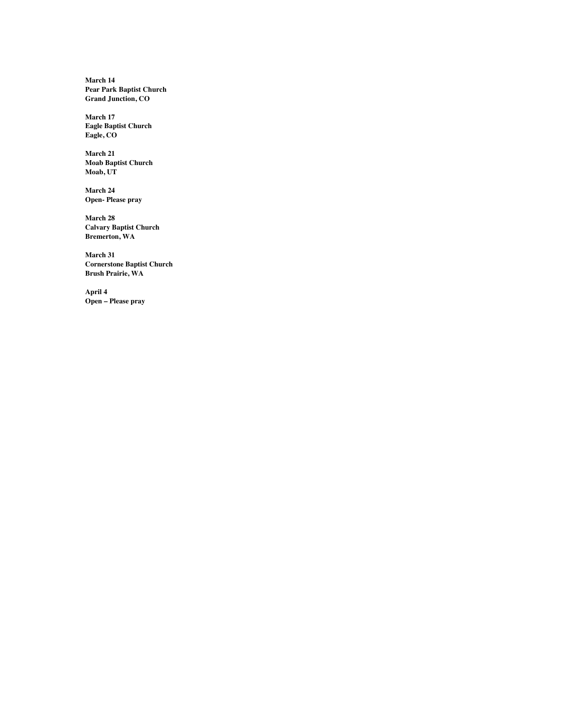**March 14**
**Pear Park Baptist Church**
**Grand Junction, CO**

**March 17**
**Eagle Baptist Church**
**Eagle, CO**

**March 21**
**Moab Baptist Church**
**Moab, UT**

**March 24**
**Open- Please pray**

**March 28**
**Calvary Baptist Church**
**Bremerton, WA**

**March 31**
**Cornerstone Baptist Church**
**Brush Prairie, WA**

**April 4**
**Open – Please pray**